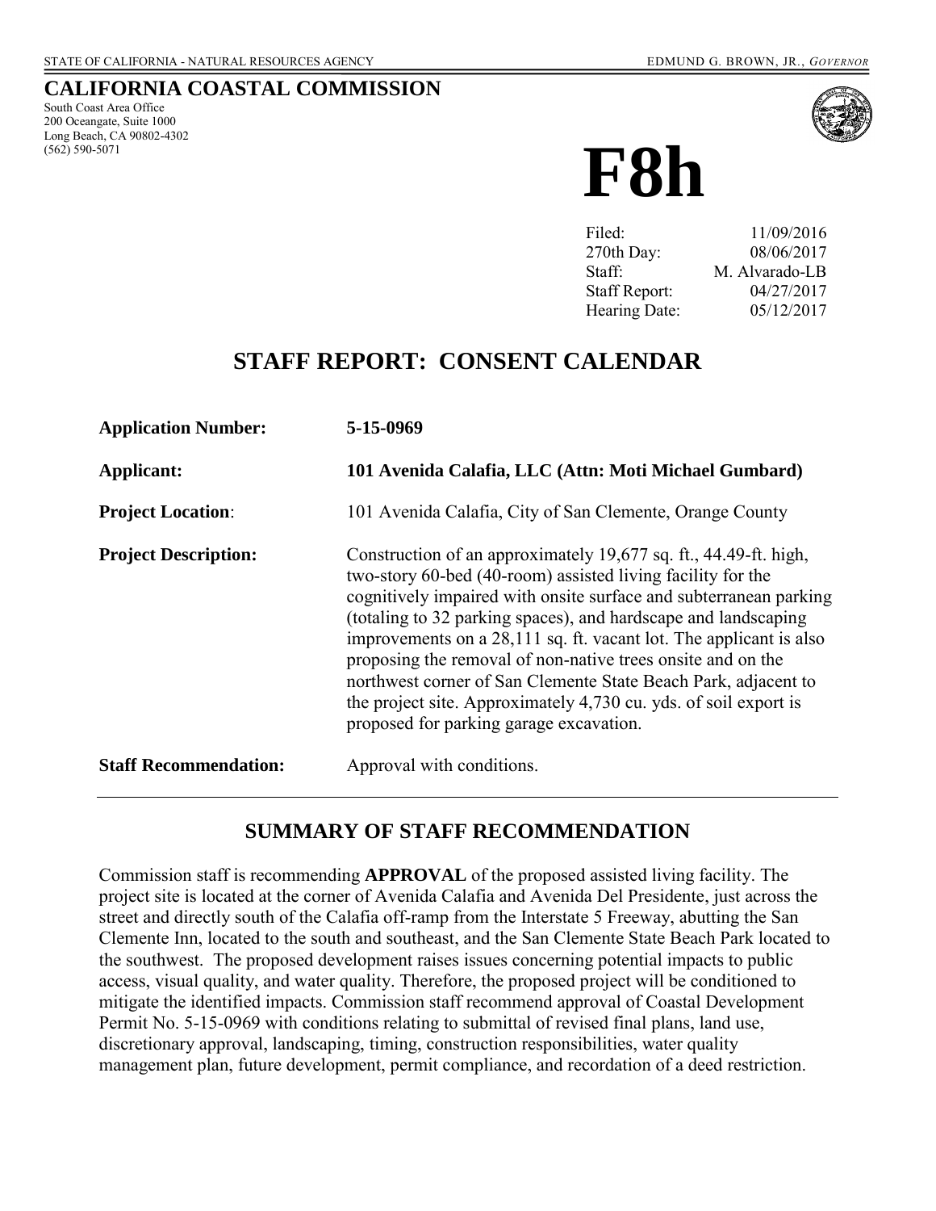STATE OF CALIFORNIA - NATURAL RESOURCES AGENCY EDMUND G. BROWN, JR., *GOVERNOR*

# CALIFORNIA COASTAL COMMISSION

South Coast Area Office
200 Oceangate, Suite 1000
Long Beach, CA 90802-4302
(562) 590-5071

# F8h

| | |
|---|---|
| Filed: | 11/09/2016 |
| 270th Day: | 08/06/2017 |
| Staff: | M. Alvarado-LB |
| Staff Report: | 04/27/2017 |
| Hearing Date: | 05/12/2017 |

## STAFF REPORT: CONSENT CALENDAR

**Application Number:** **5-15-0969**

**Applicant:** **101 Avenida Calafia, LLC (Attn: Moti Michael Gumbard)**

**Project Location:** 101 Avenida Calafia, City of San Clemente, Orange County

**Project Description:** Construction of an approximately 19,677 sq. ft., 44.49-ft. high, two-story 60-bed (40-room) assisted living facility for the cognitively impaired with onsite surface and subterranean parking (totaling to 32 parking spaces), and hardscape and landscaping improvements on a 28,111 sq. ft. vacant lot. The applicant is also proposing the removal of non-native trees onsite and on the northwest corner of San Clemente State Beach Park, adjacent to the project site. Approximately 4,730 cu. yds. of soil export is proposed for parking garage excavation.

**Staff Recommendation:** Approval with conditions.

---

## SUMMARY OF STAFF RECOMMENDATION

Commission staff is recommending **APPROVAL** of the proposed assisted living facility. The project site is located at the corner of Avenida Calafia and Avenida Del Presidente, just across the street and directly south of the Calafia off-ramp from the Interstate 5 Freeway, abutting the San Clemente Inn, located to the south and southeast, and the San Clemente State Beach Park located to the southwest. The proposed development raises issues concerning potential impacts to public access, visual quality, and water quality. Therefore, the proposed project will be conditioned to mitigate the identified impacts. Commission staff recommend approval of Coastal Development Permit No. 5-15-0969 with conditions relating to submittal of revised final plans, land use, discretionary approval, landscaping, timing, construction responsibilities, water quality management plan, future development, permit compliance, and recordation of a deed restriction.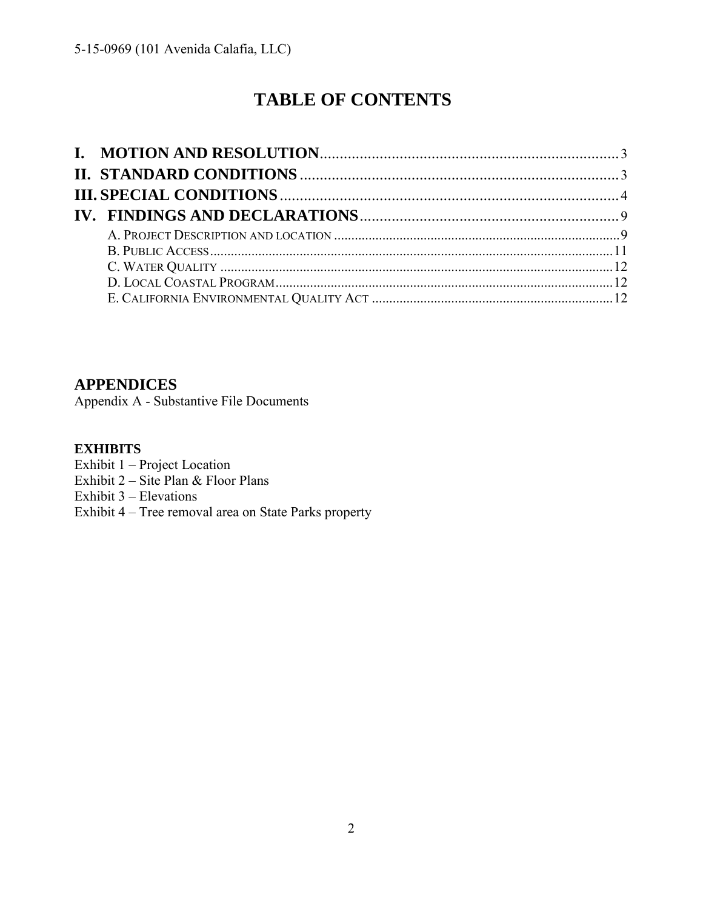# TABLE OF CONTENTS

**I. MOTION AND RESOLUTION** .......... 3
**II. STANDARD CONDITIONS** .......... 3
**III. SPECIAL CONDITIONS** .......... 4
**IV. FINDINGS AND DECLARATIONS** .......... 9

- A. PROJECT DESCRIPTION AND LOCATION .......... 9
- B. PUBLIC ACCESS .......... 11
- C. WATER QUALITY .......... 12
- D. LOCAL COASTAL PROGRAM .......... 12
- E. CALIFORNIA ENVIRONMENTAL QUALITY ACT .......... 12

## APPENDICES

Appendix A - Substantive File Documents

**EXHIBITS**

Exhibit 1 – Project Location
Exhibit 2 – Site Plan & Floor Plans
Exhibit 3 – Elevations
Exhibit 4 – Tree removal area on State Parks property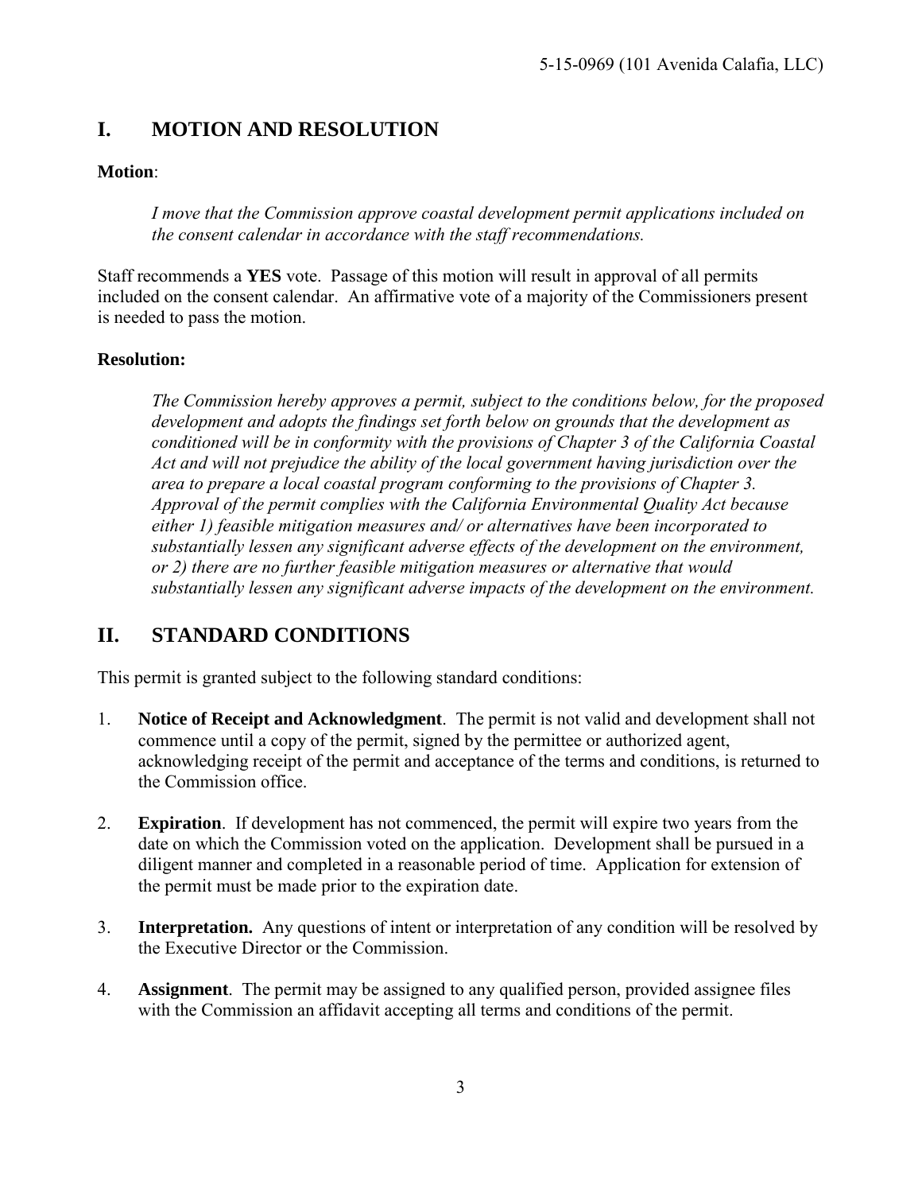## I. MOTION AND RESOLUTION

**Motion**:

*I move that the Commission approve coastal development permit applications included on the consent calendar in accordance with the staff recommendations.*

Staff recommends a **YES** vote. Passage of this motion will result in approval of all permits included on the consent calendar. An affirmative vote of a majority of the Commissioners present is needed to pass the motion.

**Resolution:**

*The Commission hereby approves a permit, subject to the conditions below, for the proposed development and adopts the findings set forth below on grounds that the development as conditioned will be in conformity with the provisions of Chapter 3 of the California Coastal Act and will not prejudice the ability of the local government having jurisdiction over the area to prepare a local coastal program conforming to the provisions of Chapter 3. Approval of the permit complies with the California Environmental Quality Act because either 1) feasible mitigation measures and/ or alternatives have been incorporated to substantially lessen any significant adverse effects of the development on the environment, or 2) there are no further feasible mitigation measures or alternative that would substantially lessen any significant adverse impacts of the development on the environment.*

## II. STANDARD CONDITIONS

This permit is granted subject to the following standard conditions:

1. **Notice of Receipt and Acknowledgment**. The permit is not valid and development shall not commence until a copy of the permit, signed by the permittee or authorized agent, acknowledging receipt of the permit and acceptance of the terms and conditions, is returned to the Commission office.

2. **Expiration**. If development has not commenced, the permit will expire two years from the date on which the Commission voted on the application. Development shall be pursued in a diligent manner and completed in a reasonable period of time. Application for extension of the permit must be made prior to the expiration date.

3. **Interpretation.** Any questions of intent or interpretation of any condition will be resolved by the Executive Director or the Commission.

4. **Assignment**. The permit may be assigned to any qualified person, provided assignee files with the Commission an affidavit accepting all terms and conditions of the permit.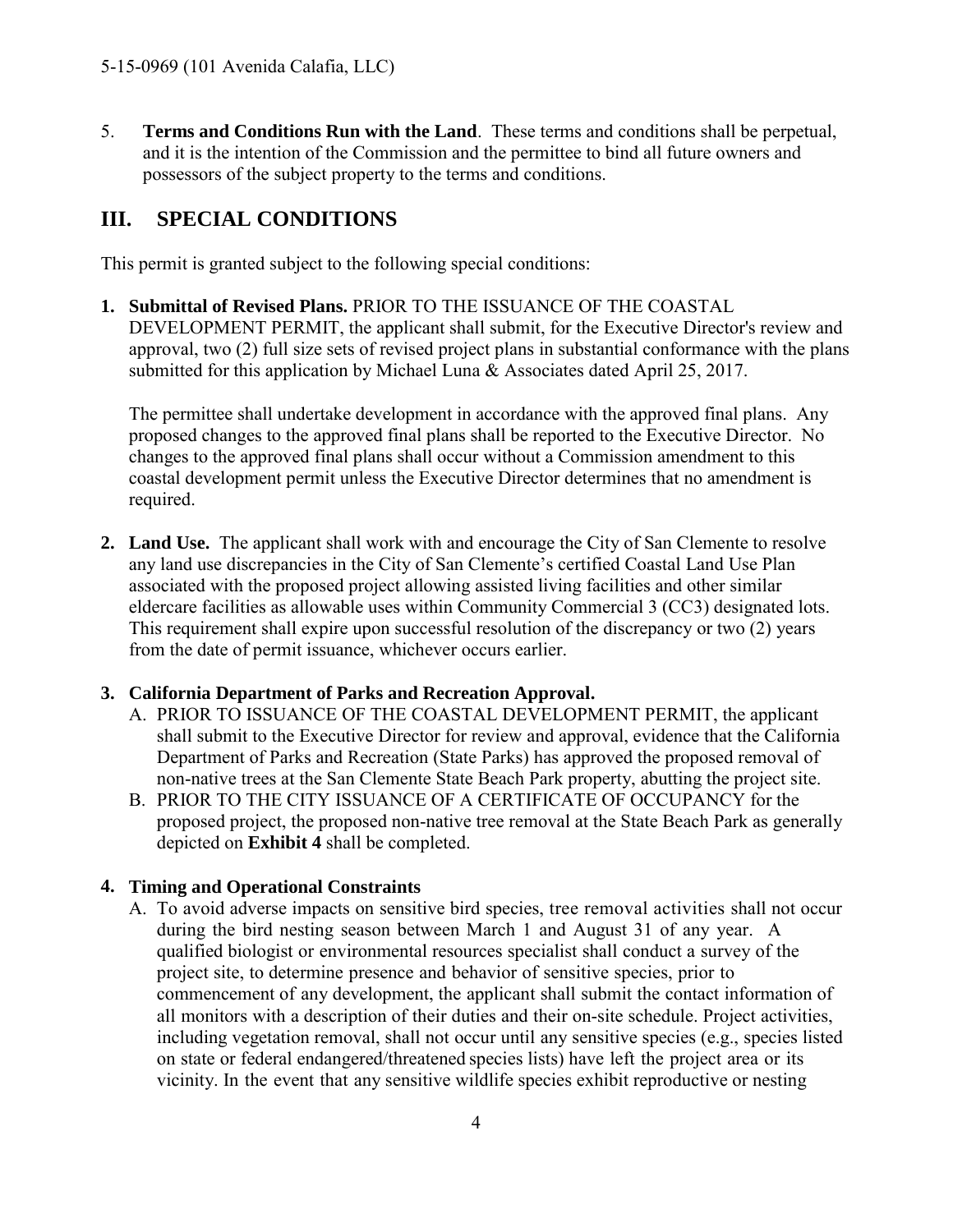5. **Terms and Conditions Run with the Land**. These terms and conditions shall be perpetual, and it is the intention of the Commission and the permittee to bind all future owners and possessors of the subject property to the terms and conditions.

## III. SPECIAL CONDITIONS

This permit is granted subject to the following special conditions:

**1. Submittal of Revised Plans.** PRIOR TO THE ISSUANCE OF THE COASTAL DEVELOPMENT PERMIT, the applicant shall submit, for the Executive Director's review and approval, two (2) full size sets of revised project plans in substantial conformance with the plans submitted for this application by Michael Luna & Associates dated April 25, 2017.

The permittee shall undertake development in accordance with the approved final plans. Any proposed changes to the approved final plans shall be reported to the Executive Director. No changes to the approved final plans shall occur without a Commission amendment to this coastal development permit unless the Executive Director determines that no amendment is required.

**2. Land Use.** The applicant shall work with and encourage the City of San Clemente to resolve any land use discrepancies in the City of San Clemente's certified Coastal Land Use Plan associated with the proposed project allowing assisted living facilities and other similar eldercare facilities as allowable uses within Community Commercial 3 (CC3) designated lots. This requirement shall expire upon successful resolution of the discrepancy or two (2) years from the date of permit issuance, whichever occurs earlier.

**3. California Department of Parks and Recreation Approval.**

A. PRIOR TO ISSUANCE OF THE COASTAL DEVELOPMENT PERMIT, the applicant shall submit to the Executive Director for review and approval, evidence that the California Department of Parks and Recreation (State Parks) has approved the proposed removal of non-native trees at the San Clemente State Beach Park property, abutting the project site.

B. PRIOR TO THE CITY ISSUANCE OF A CERTIFICATE OF OCCUPANCY for the proposed project, the proposed non-native tree removal at the State Beach Park as generally depicted on **Exhibit 4** shall be completed.

**4. Timing and Operational Constraints**

A. To avoid adverse impacts on sensitive bird species, tree removal activities shall not occur during the bird nesting season between March 1 and August 31 of any year. A qualified biologist or environmental resources specialist shall conduct a survey of the project site, to determine presence and behavior of sensitive species, prior to commencement of any development, the applicant shall submit the contact information of all monitors with a description of their duties and their on-site schedule. Project activities, including vegetation removal, shall not occur until any sensitive species (e.g., species listed on state or federal endangered/threatened species lists) have left the project area or its vicinity. In the event that any sensitive wildlife species exhibit reproductive or nesting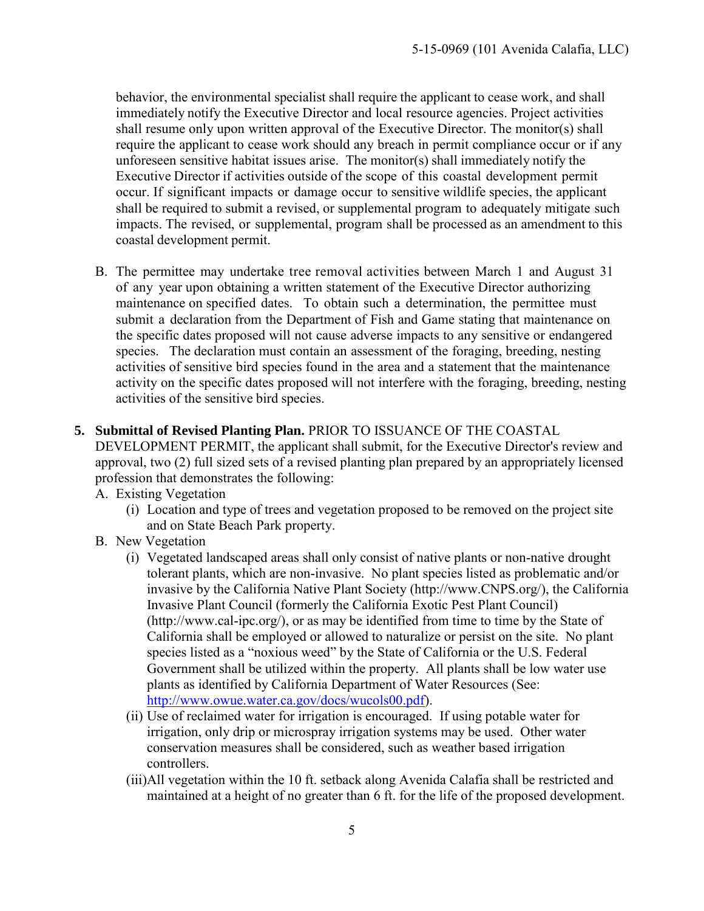behavior, the environmental specialist shall require the applicant to cease work, and shall immediately notify the Executive Director and local resource agencies. Project activities shall resume only upon written approval of the Executive Director. The monitor(s) shall require the applicant to cease work should any breach in permit compliance occur or if any unforeseen sensitive habitat issues arise. The monitor(s) shall immediately notify the Executive Director if activities outside of the scope of this coastal development permit occur. If significant impacts or damage occur to sensitive wildlife species, the applicant shall be required to submit a revised, or supplemental program to adequately mitigate such impacts. The revised, or supplemental, program shall be processed as an amendment to this coastal development permit.

B. The permittee may undertake tree removal activities between March 1 and August 31 of any year upon obtaining a written statement of the Executive Director authorizing maintenance on specified dates. To obtain such a determination, the permittee must submit a declaration from the Department of Fish and Game stating that maintenance on the specific dates proposed will not cause adverse impacts to any sensitive or endangered species. The declaration must contain an assessment of the foraging, breeding, nesting activities of sensitive bird species found in the area and a statement that the maintenance activity on the specific dates proposed will not interfere with the foraging, breeding, nesting activities of the sensitive bird species.

5. **Submittal of Revised Planting Plan.** PRIOR TO ISSUANCE OF THE COASTAL DEVELOPMENT PERMIT, the applicant shall submit, for the Executive Director's review and approval, two (2) full sized sets of a revised planting plan prepared by an appropriately licensed profession that demonstrates the following:

   A. Existing Vegetation
      - (i) Location and type of trees and vegetation proposed to be removed on the project site and on State Beach Park property.

   B. New Vegetation
      - (i) Vegetated landscaped areas shall only consist of native plants or non-native drought tolerant plants, which are non-invasive. No plant species listed as problematic and/or invasive by the California Native Plant Society (http://www.CNPS.org/), the California Invasive Plant Council (formerly the California Exotic Pest Plant Council) (http://www.cal-ipc.org/), or as may be identified from time to time by the State of California shall be employed or allowed to naturalize or persist on the site. No plant species listed as a "noxious weed" by the State of California or the U.S. Federal Government shall be utilized within the property. All plants shall be low water use plants as identified by California Department of Water Resources (See: http://www.owue.water.ca.gov/docs/wucols00.pdf).
      - (ii) Use of reclaimed water for irrigation is encouraged. If using potable water for irrigation, only drip or microspray irrigation systems may be used. Other water conservation measures shall be considered, such as weather based irrigation controllers.
      - (iii) All vegetation within the 10 ft. setback along Avenida Calafia shall be restricted and maintained at a height of no greater than 6 ft. for the life of the proposed development.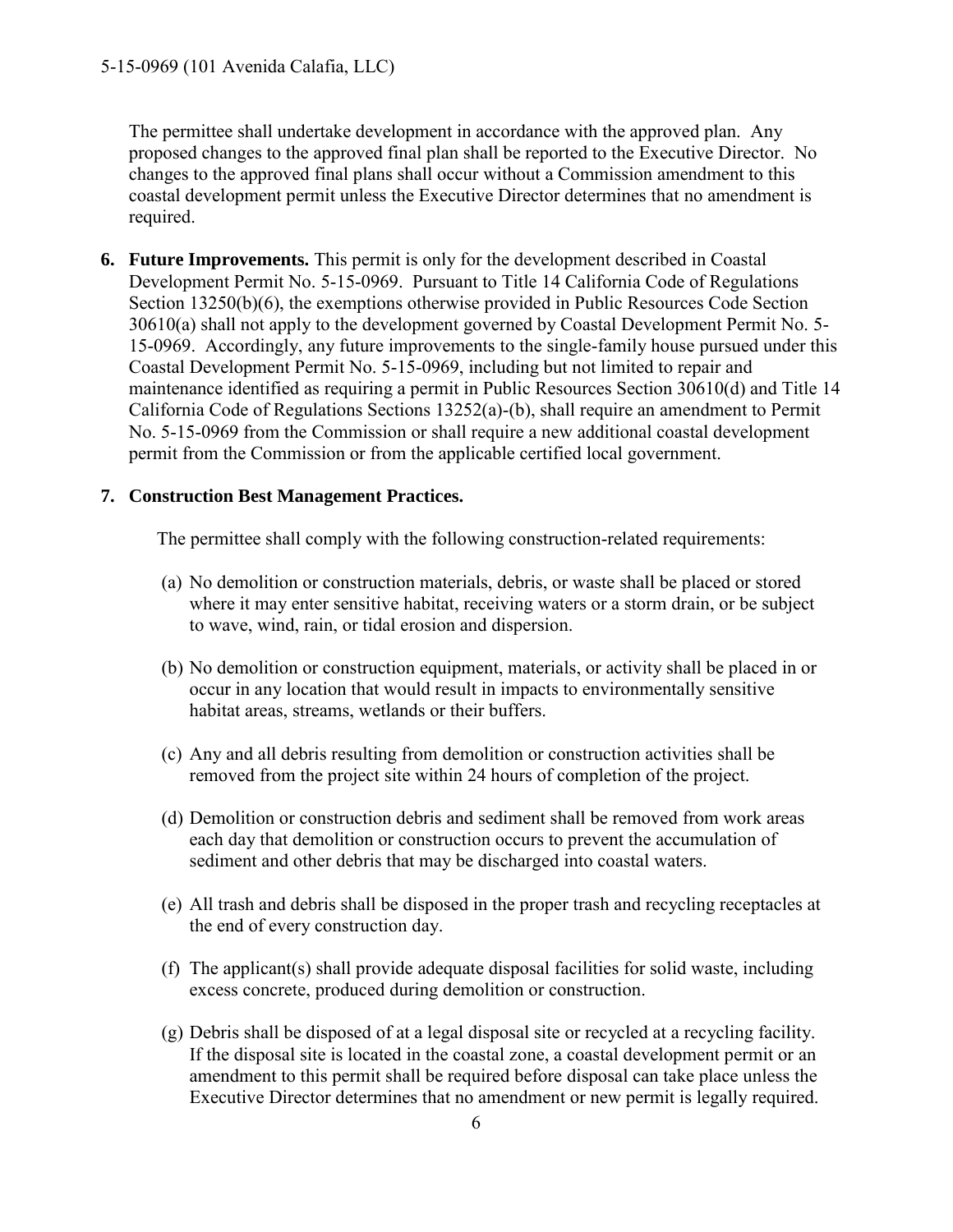The permittee shall undertake development in accordance with the approved plan. Any proposed changes to the approved final plan shall be reported to the Executive Director. No changes to the approved final plans shall occur without a Commission amendment to this coastal development permit unless the Executive Director determines that no amendment is required.

6. **Future Improvements.** This permit is only for the development described in Coastal Development Permit No. 5-15-0969. Pursuant to Title 14 California Code of Regulations Section 13250(b)(6), the exemptions otherwise provided in Public Resources Code Section 30610(a) shall not apply to the development governed by Coastal Development Permit No. 5-15-0969. Accordingly, any future improvements to the single-family house pursued under this Coastal Development Permit No. 5-15-0969, including but not limited to repair and maintenance identified as requiring a permit in Public Resources Section 30610(d) and Title 14 California Code of Regulations Sections 13252(a)-(b), shall require an amendment to Permit No. 5-15-0969 from the Commission or shall require a new additional coastal development permit from the Commission or from the applicable certified local government.

7. **Construction Best Management Practices.**

   The permittee shall comply with the following construction-related requirements:

   (a) No demolition or construction materials, debris, or waste shall be placed or stored where it may enter sensitive habitat, receiving waters or a storm drain, or be subject to wave, wind, rain, or tidal erosion and dispersion.

   (b) No demolition or construction equipment, materials, or activity shall be placed in or occur in any location that would result in impacts to environmentally sensitive habitat areas, streams, wetlands or their buffers.

   (c) Any and all debris resulting from demolition or construction activities shall be removed from the project site within 24 hours of completion of the project.

   (d) Demolition or construction debris and sediment shall be removed from work areas each day that demolition or construction occurs to prevent the accumulation of sediment and other debris that may be discharged into coastal waters.

   (e) All trash and debris shall be disposed in the proper trash and recycling receptacles at the end of every construction day.

   (f) The applicant(s) shall provide adequate disposal facilities for solid waste, including excess concrete, produced during demolition or construction.

   (g) Debris shall be disposed of at a legal disposal site or recycled at a recycling facility. If the disposal site is located in the coastal zone, a coastal development permit or an amendment to this permit shall be required before disposal can take place unless the Executive Director determines that no amendment or new permit is legally required.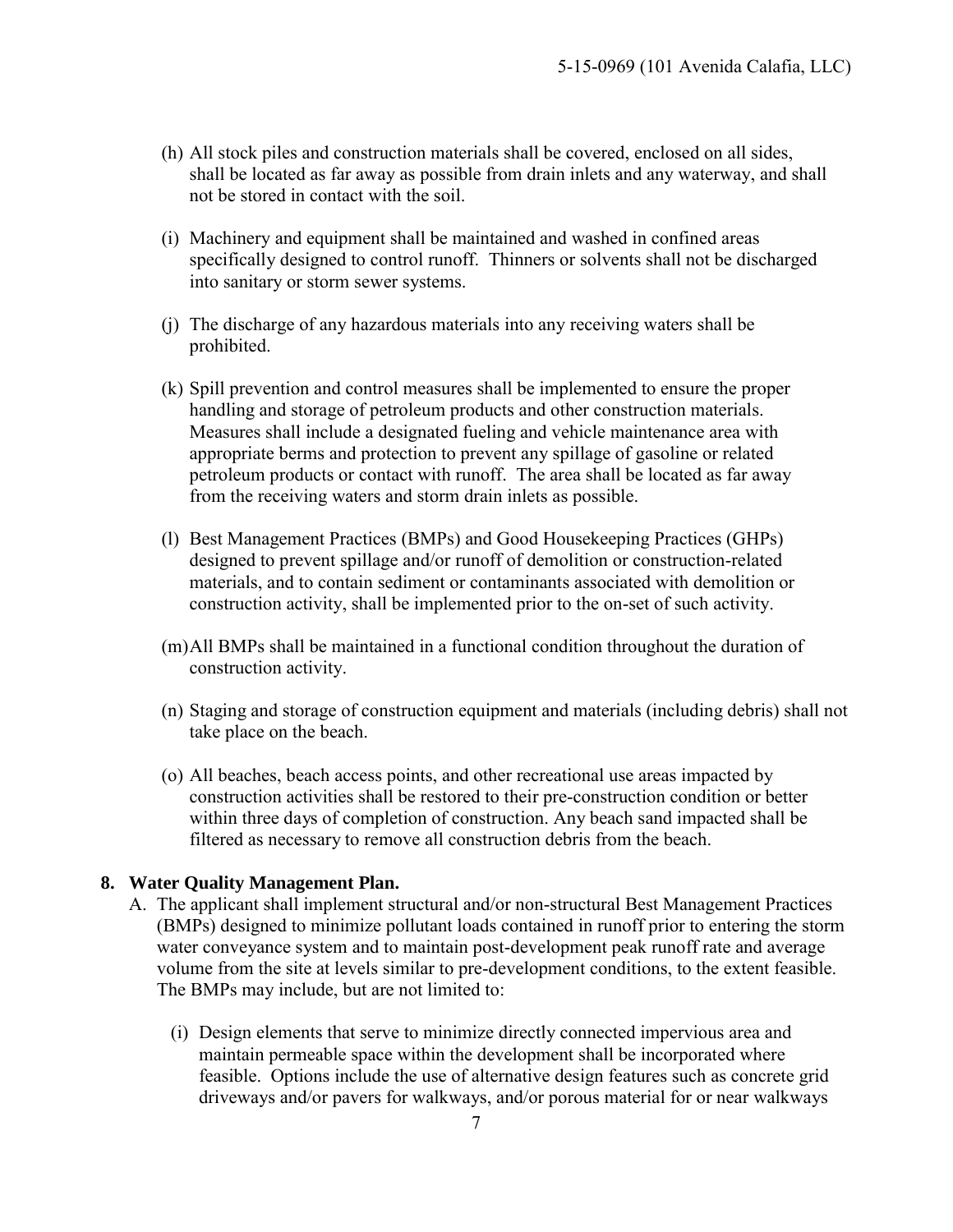(h) All stock piles and construction materials shall be covered, enclosed on all sides, shall be located as far away as possible from drain inlets and any waterway, and shall not be stored in contact with the soil.

(i) Machinery and equipment shall be maintained and washed in confined areas specifically designed to control runoff. Thinners or solvents shall not be discharged into sanitary or storm sewer systems.

(j) The discharge of any hazardous materials into any receiving waters shall be prohibited.

(k) Spill prevention and control measures shall be implemented to ensure the proper handling and storage of petroleum products and other construction materials. Measures shall include a designated fueling and vehicle maintenance area with appropriate berms and protection to prevent any spillage of gasoline or related petroleum products or contact with runoff. The area shall be located as far away from the receiving waters and storm drain inlets as possible.

(l) Best Management Practices (BMPs) and Good Housekeeping Practices (GHPs) designed to prevent spillage and/or runoff of demolition or construction-related materials, and to contain sediment or contaminants associated with demolition or construction activity, shall be implemented prior to the on-set of such activity.

(m) All BMPs shall be maintained in a functional condition throughout the duration of construction activity.

(n) Staging and storage of construction equipment and materials (including debris) shall not take place on the beach.

(o) All beaches, beach access points, and other recreational use areas impacted by construction activities shall be restored to their pre-construction condition or better within three days of completion of construction. Any beach sand impacted shall be filtered as necessary to remove all construction debris from the beach.

**8. Water Quality Management Plan.**

A. The applicant shall implement structural and/or non-structural Best Management Practices (BMPs) designed to minimize pollutant loads contained in runoff prior to entering the storm water conveyance system and to maintain post-development peak runoff rate and average volume from the site at levels similar to pre-development conditions, to the extent feasible. The BMPs may include, but are not limited to:

(i) Design elements that serve to minimize directly connected impervious area and maintain permeable space within the development shall be incorporated where feasible. Options include the use of alternative design features such as concrete grid driveways and/or pavers for walkways, and/or porous material for or near walkways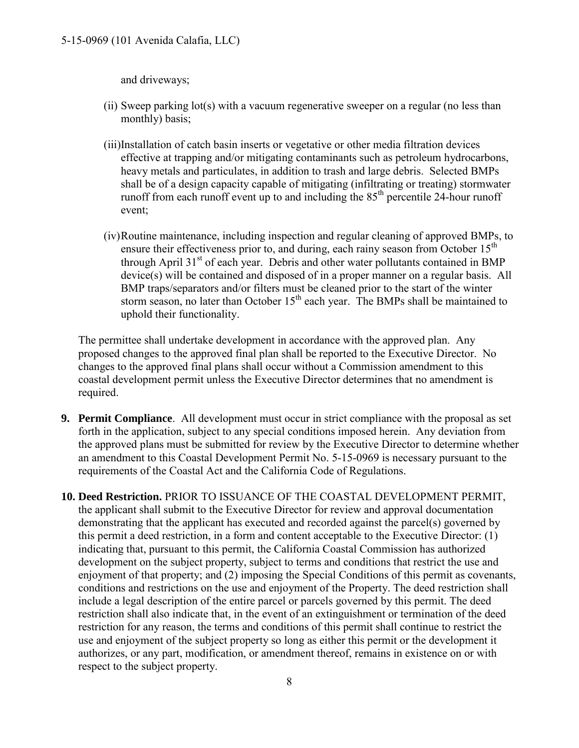and driveways;

(ii) Sweep parking lot(s) with a vacuum regenerative sweeper on a regular (no less than monthly) basis;

(iii) Installation of catch basin inserts or vegetative or other media filtration devices effective at trapping and/or mitigating contaminants such as petroleum hydrocarbons, heavy metals and particulates, in addition to trash and large debris. Selected BMPs shall be of a design capacity capable of mitigating (infiltrating or treating) stormwater runoff from each runoff event up to and including the 85th percentile 24-hour runoff event;

(iv) Routine maintenance, including inspection and regular cleaning of approved BMPs, to ensure their effectiveness prior to, and during, each rainy season from October 15th through April 31st of each year. Debris and other water pollutants contained in BMP device(s) will be contained and disposed of in a proper manner on a regular basis. All BMP traps/separators and/or filters must be cleaned prior to the start of the winter storm season, no later than October 15th each year. The BMPs shall be maintained to uphold their functionality.

The permittee shall undertake development in accordance with the approved plan. Any proposed changes to the approved final plan shall be reported to the Executive Director. No changes to the approved final plans shall occur without a Commission amendment to this coastal development permit unless the Executive Director determines that no amendment is required.

9. **Permit Compliance**. All development must occur in strict compliance with the proposal as set forth in the application, subject to any special conditions imposed herein. Any deviation from the approved plans must be submitted for review by the Executive Director to determine whether an amendment to this Coastal Development Permit No. 5-15-0969 is necessary pursuant to the requirements of the Coastal Act and the California Code of Regulations.

10. **Deed Restriction.** PRIOR TO ISSUANCE OF THE COASTAL DEVELOPMENT PERMIT, the applicant shall submit to the Executive Director for review and approval documentation demonstrating that the applicant has executed and recorded against the parcel(s) governed by this permit a deed restriction, in a form and content acceptable to the Executive Director: (1) indicating that, pursuant to this permit, the California Coastal Commission has authorized development on the subject property, subject to terms and conditions that restrict the use and enjoyment of that property; and (2) imposing the Special Conditions of this permit as covenants, conditions and restrictions on the use and enjoyment of the Property. The deed restriction shall include a legal description of the entire parcel or parcels governed by this permit. The deed restriction shall also indicate that, in the event of an extinguishment or termination of the deed restriction for any reason, the terms and conditions of this permit shall continue to restrict the use and enjoyment of the subject property so long as either this permit or the development it authorizes, or any part, modification, or amendment thereof, remains in existence on or with respect to the subject property.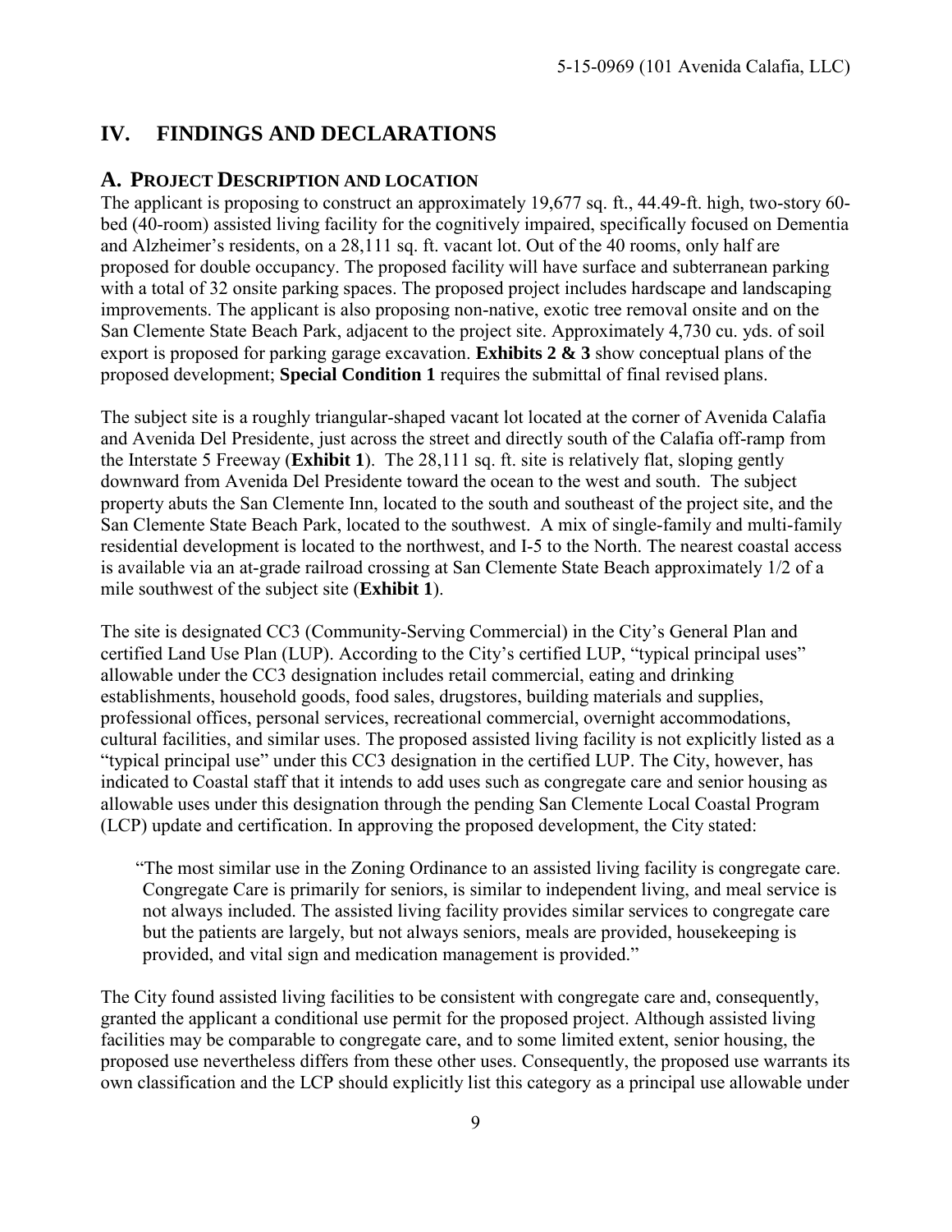## IV. FINDINGS AND DECLARATIONS

### A. PROJECT DESCRIPTION AND LOCATION

The applicant is proposing to construct an approximately 19,677 sq. ft., 44.49-ft. high, two-story 60-bed (40-room) assisted living facility for the cognitively impaired, specifically focused on Dementia and Alzheimer's residents, on a 28,111 sq. ft. vacant lot. Out of the 40 rooms, only half are proposed for double occupancy. The proposed facility will have surface and subterranean parking with a total of 32 onsite parking spaces. The proposed project includes hardscape and landscaping improvements. The applicant is also proposing non-native, exotic tree removal onsite and on the San Clemente State Beach Park, adjacent to the project site. Approximately 4,730 cu. yds. of soil export is proposed for parking garage excavation. **Exhibits 2 & 3** show conceptual plans of the proposed development; **Special Condition 1** requires the submittal of final revised plans.

The subject site is a roughly triangular-shaped vacant lot located at the corner of Avenida Calafia and Avenida Del Presidente, just across the street and directly south of the Calafia off-ramp from the Interstate 5 Freeway (**Exhibit 1**). The 28,111 sq. ft. site is relatively flat, sloping gently downward from Avenida Del Presidente toward the ocean to the west and south. The subject property abuts the San Clemente Inn, located to the south and southeast of the project site, and the San Clemente State Beach Park, located to the southwest. A mix of single-family and multi-family residential development is located to the northwest, and I-5 to the North. The nearest coastal access is available via an at-grade railroad crossing at San Clemente State Beach approximately 1/2 of a mile southwest of the subject site (**Exhibit 1**).

The site is designated CC3 (Community-Serving Commercial) in the City's General Plan and certified Land Use Plan (LUP). According to the City's certified LUP, "typical principal uses" allowable under the CC3 designation includes retail commercial, eating and drinking establishments, household goods, food sales, drugstores, building materials and supplies, professional offices, personal services, recreational commercial, overnight accommodations, cultural facilities, and similar uses. The proposed assisted living facility is not explicitly listed as a "typical principal use" under this CC3 designation in the certified LUP. The City, however, has indicated to Coastal staff that it intends to add uses such as congregate care and senior housing as allowable uses under this designation through the pending San Clemente Local Coastal Program (LCP) update and certification. In approving the proposed development, the City stated:

> "The most similar use in the Zoning Ordinance to an assisted living facility is congregate care. Congregate Care is primarily for seniors, is similar to independent living, and meal service is not always included. The assisted living facility provides similar services to congregate care but the patients are largely, but not always seniors, meals are provided, housekeeping is provided, and vital sign and medication management is provided."

The City found assisted living facilities to be consistent with congregate care and, consequently, granted the applicant a conditional use permit for the proposed project. Although assisted living facilities may be comparable to congregate care, and to some limited extent, senior housing, the proposed use nevertheless differs from these other uses. Consequently, the proposed use warrants its own classification and the LCP should explicitly list this category as a principal use allowable under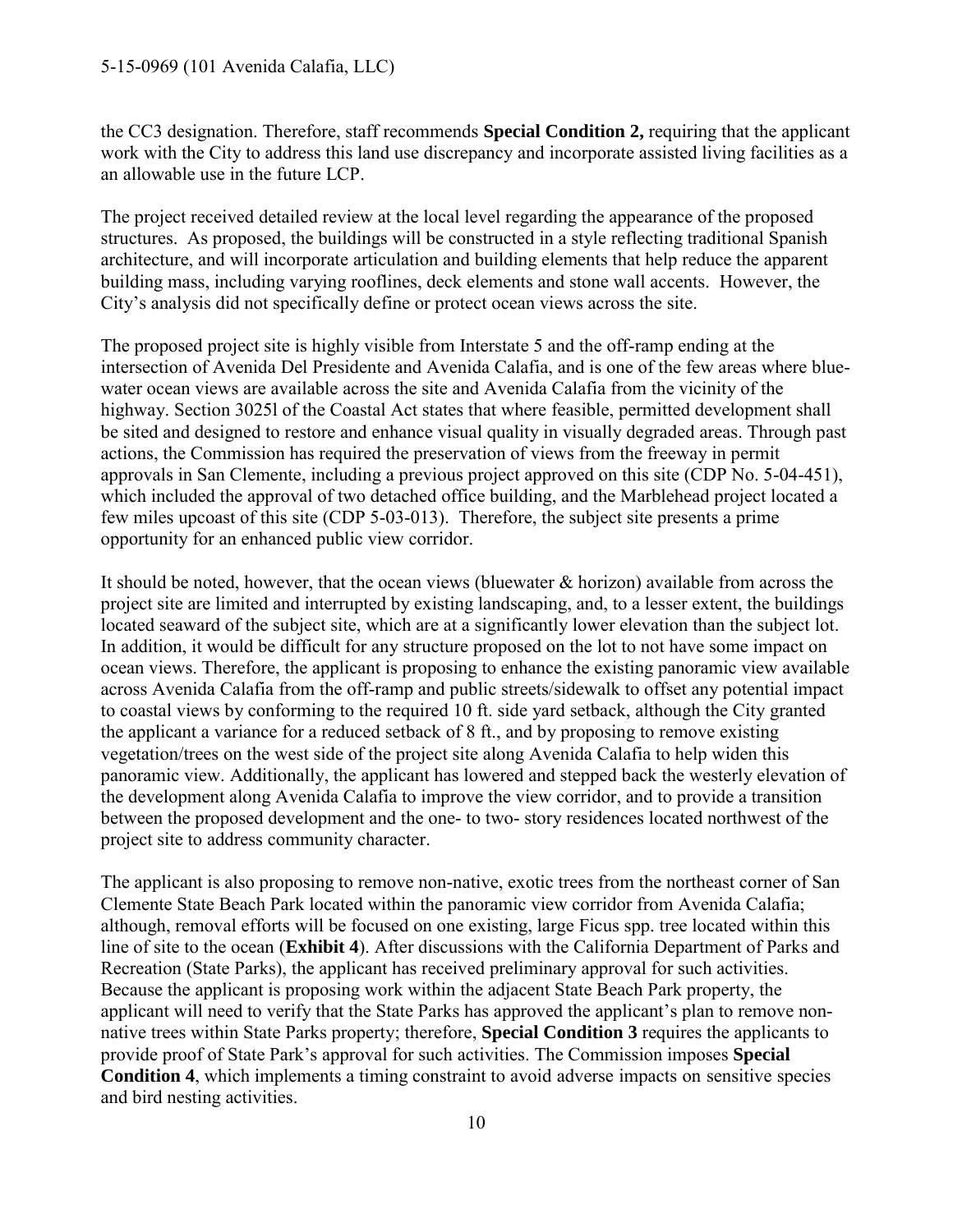the CC3 designation. Therefore, staff recommends **Special Condition 2,** requiring that the applicant work with the City to address this land use discrepancy and incorporate assisted living facilities as a an allowable use in the future LCP.

The project received detailed review at the local level regarding the appearance of the proposed structures. As proposed, the buildings will be constructed in a style reflecting traditional Spanish architecture, and will incorporate articulation and building elements that help reduce the apparent building mass, including varying rooflines, deck elements and stone wall accents. However, the City's analysis did not specifically define or protect ocean views across the site.

The proposed project site is highly visible from Interstate 5 and the off-ramp ending at the intersection of Avenida Del Presidente and Avenida Calafia, and is one of the few areas where blue-water ocean views are available across the site and Avenida Calafia from the vicinity of the highway. Section 30251 of the Coastal Act states that where feasible, permitted development shall be sited and designed to restore and enhance visual quality in visually degraded areas. Through past actions, the Commission has required the preservation of views from the freeway in permit approvals in San Clemente, including a previous project approved on this site (CDP No. 5-04-451), which included the approval of two detached office building, and the Marblehead project located a few miles upcoast of this site (CDP 5-03-013). Therefore, the subject site presents a prime opportunity for an enhanced public view corridor.

It should be noted, however, that the ocean views (bluewater & horizon) available from across the project site are limited and interrupted by existing landscaping, and, to a lesser extent, the buildings located seaward of the subject site, which are at a significantly lower elevation than the subject lot. In addition, it would be difficult for any structure proposed on the lot to not have some impact on ocean views. Therefore, the applicant is proposing to enhance the existing panoramic view available across Avenida Calafia from the off-ramp and public streets/sidewalk to offset any potential impact to coastal views by conforming to the required 10 ft. side yard setback, although the City granted the applicant a variance for a reduced setback of 8 ft., and by proposing to remove existing vegetation/trees on the west side of the project site along Avenida Calafia to help widen this panoramic view. Additionally, the applicant has lowered and stepped back the westerly elevation of the development along Avenida Calafia to improve the view corridor, and to provide a transition between the proposed development and the one- to two- story residences located northwest of the project site to address community character.

The applicant is also proposing to remove non-native, exotic trees from the northeast corner of San Clemente State Beach Park located within the panoramic view corridor from Avenida Calafia; although, removal efforts will be focused on one existing, large Ficus spp. tree located within this line of site to the ocean (**Exhibit 4**). After discussions with the California Department of Parks and Recreation (State Parks), the applicant has received preliminary approval for such activities. Because the applicant is proposing work within the adjacent State Beach Park property, the applicant will need to verify that the State Parks has approved the applicant's plan to remove non-native trees within State Parks property; therefore, **Special Condition 3** requires the applicants to provide proof of State Park's approval for such activities. The Commission imposes **Special Condition 4**, which implements a timing constraint to avoid adverse impacts on sensitive species and bird nesting activities.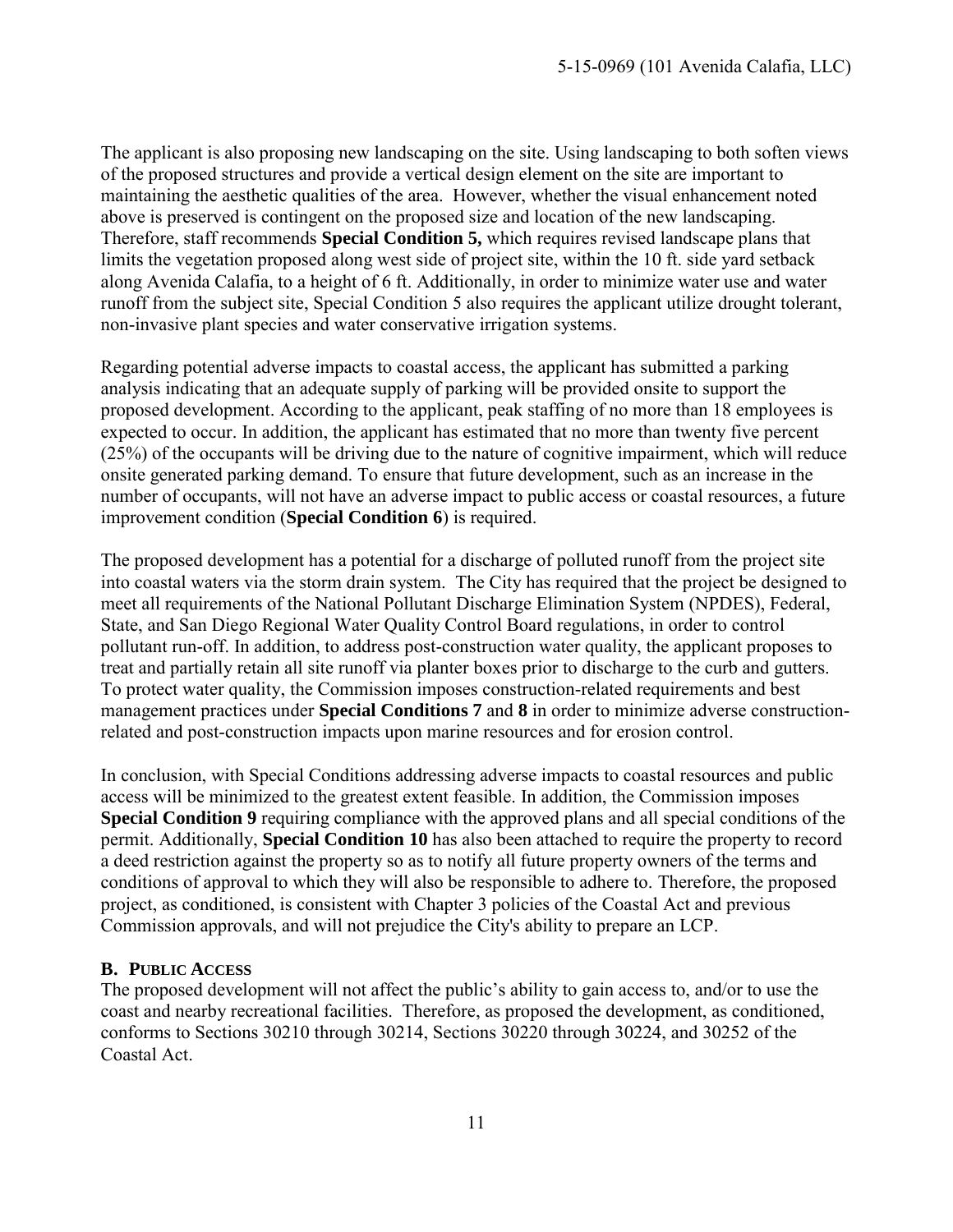The applicant is also proposing new landscaping on the site. Using landscaping to both soften views of the proposed structures and provide a vertical design element on the site are important to maintaining the aesthetic qualities of the area. However, whether the visual enhancement noted above is preserved is contingent on the proposed size and location of the new landscaping. Therefore, staff recommends **Special Condition 5,** which requires revised landscape plans that limits the vegetation proposed along west side of project site, within the 10 ft. side yard setback along Avenida Calafia, to a height of 6 ft. Additionally, in order to minimize water use and water runoff from the subject site, Special Condition 5 also requires the applicant utilize drought tolerant, non-invasive plant species and water conservative irrigation systems.

Regarding potential adverse impacts to coastal access, the applicant has submitted a parking analysis indicating that an adequate supply of parking will be provided onsite to support the proposed development. According to the applicant, peak staffing of no more than 18 employees is expected to occur. In addition, the applicant has estimated that no more than twenty five percent (25%) of the occupants will be driving due to the nature of cognitive impairment, which will reduce onsite generated parking demand. To ensure that future development, such as an increase in the number of occupants, will not have an adverse impact to public access or coastal resources, a future improvement condition (**Special Condition 6**) is required.

The proposed development has a potential for a discharge of polluted runoff from the project site into coastal waters via the storm drain system. The City has required that the project be designed to meet all requirements of the National Pollutant Discharge Elimination System (NPDES), Federal, State, and San Diego Regional Water Quality Control Board regulations, in order to control pollutant run-off. In addition, to address post-construction water quality, the applicant proposes to treat and partially retain all site runoff via planter boxes prior to discharge to the curb and gutters. To protect water quality, the Commission imposes construction-related requirements and best management practices under **Special Conditions 7** and **8** in order to minimize adverse construction-related and post-construction impacts upon marine resources and for erosion control.

In conclusion, with Special Conditions addressing adverse impacts to coastal resources and public access will be minimized to the greatest extent feasible. In addition, the Commission imposes **Special Condition 9** requiring compliance with the approved plans and all special conditions of the permit. Additionally, **Special Condition 10** has also been attached to require the property to record a deed restriction against the property so as to notify all future property owners of the terms and conditions of approval to which they will also be responsible to adhere to. Therefore, the proposed project, as conditioned, is consistent with Chapter 3 policies of the Coastal Act and previous Commission approvals, and will not prejudice the City's ability to prepare an LCP.

### B. Public Access

The proposed development will not affect the public's ability to gain access to, and/or to use the coast and nearby recreational facilities. Therefore, as proposed the development, as conditioned, conforms to Sections 30210 through 30214, Sections 30220 through 30224, and 30252 of the Coastal Act.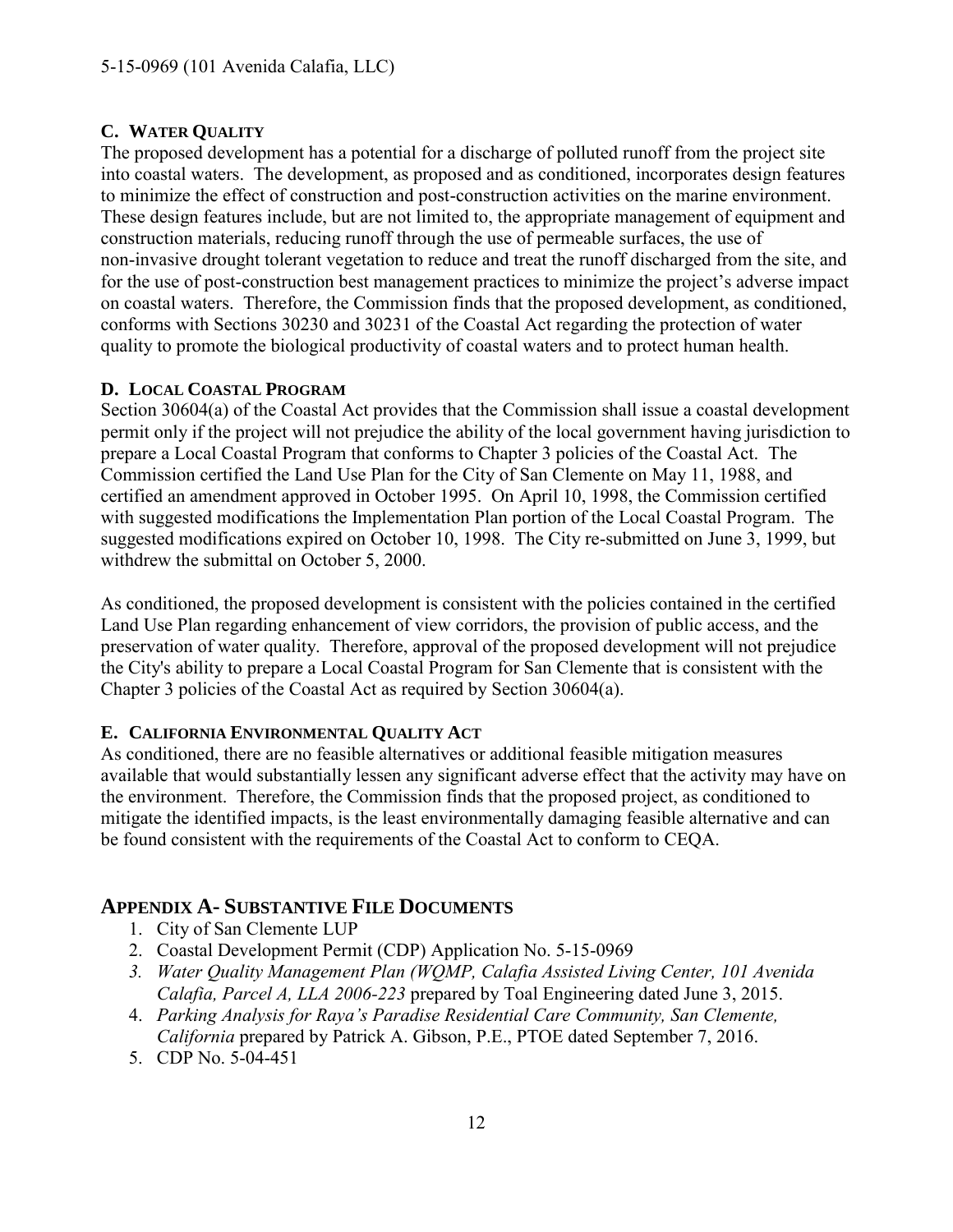### C. WATER QUALITY

The proposed development has a potential for a discharge of polluted runoff from the project site into coastal waters. The development, as proposed and as conditioned, incorporates design features to minimize the effect of construction and post-construction activities on the marine environment. These design features include, but are not limited to, the appropriate management of equipment and construction materials, reducing runoff through the use of permeable surfaces, the use of non-invasive drought tolerant vegetation to reduce and treat the runoff discharged from the site, and for the use of post-construction best management practices to minimize the project's adverse impact on coastal waters. Therefore, the Commission finds that the proposed development, as conditioned, conforms with Sections 30230 and 30231 of the Coastal Act regarding the protection of water quality to promote the biological productivity of coastal waters and to protect human health.

### D. LOCAL COASTAL PROGRAM

Section 30604(a) of the Coastal Act provides that the Commission shall issue a coastal development permit only if the project will not prejudice the ability of the local government having jurisdiction to prepare a Local Coastal Program that conforms to Chapter 3 policies of the Coastal Act. The Commission certified the Land Use Plan for the City of San Clemente on May 11, 1988, and certified an amendment approved in October 1995. On April 10, 1998, the Commission certified with suggested modifications the Implementation Plan portion of the Local Coastal Program. The suggested modifications expired on October 10, 1998. The City re-submitted on June 3, 1999, but withdrew the submittal on October 5, 2000.

As conditioned, the proposed development is consistent with the policies contained in the certified Land Use Plan regarding enhancement of view corridors, the provision of public access, and the preservation of water quality. Therefore, approval of the proposed development will not prejudice the City's ability to prepare a Local Coastal Program for San Clemente that is consistent with the Chapter 3 policies of the Coastal Act as required by Section 30604(a).

### E. CALIFORNIA ENVIRONMENTAL QUALITY ACT

As conditioned, there are no feasible alternatives or additional feasible mitigation measures available that would substantially lessen any significant adverse effect that the activity may have on the environment. Therefore, the Commission finds that the proposed project, as conditioned to mitigate the identified impacts, is the least environmentally damaging feasible alternative and can be found consistent with the requirements of the Coastal Act to conform to CEQA.

## APPENDIX A- SUBSTANTIVE FILE DOCUMENTS

1. City of San Clemente LUP
2. Coastal Development Permit (CDP) Application No. 5-15-0969
3. *Water Quality Management Plan (WQMP, Calafia Assisted Living Center, 101 Avenida Calafia, Parcel A, LLA 2006-223* prepared by Toal Engineering dated June 3, 2015.
4. *Parking Analysis for Raya's Paradise Residential Care Community, San Clemente, California* prepared by Patrick A. Gibson, P.E., PTOE dated September 7, 2016.
5. CDP No. 5-04-451